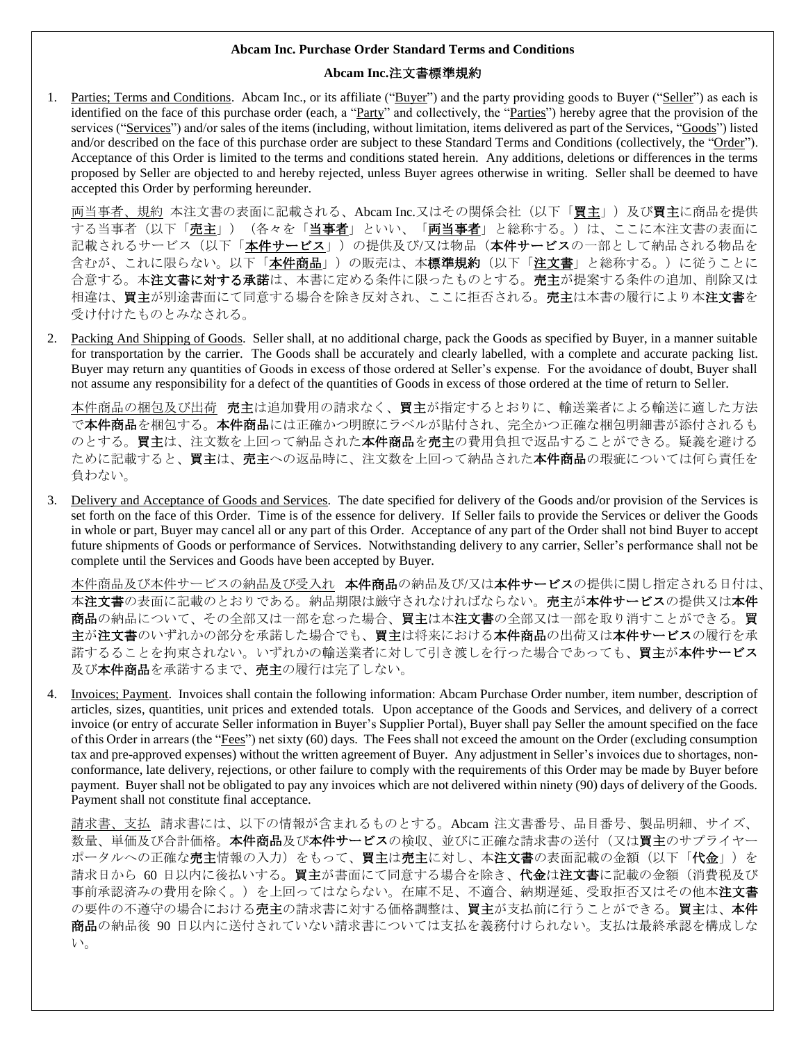**Abcam Inc. Purchase Order Standard Terms and Conditions**

**Abcam Inc.注文書標準規約**

1. Parties; Terms and Conditions. Abcam Inc., or its affiliate ("Buyer") and the party providing goods to Buyer ("Seller") as each is identified on the face of this purchase order (each, a "Party" and collectively, the "Parties") hereby agree that the provision of the services ("Services") and/or sales of the items (including, without limitation, items delivered as part of the Services, "Goods") listed and/or described on the face of this purchase order are subject to these Standard Terms and Conditions (collectively, the "Order"). Acceptance of this Order is limited to the terms and conditions stated herein. Any additions, deletions or differences in the terms proposed by Seller are objected to and hereby rejected, unless Buyer agrees otherwise in writing. Seller shall be deemed to have accepted this Order by performing hereunder.

   両当事者、規約 本注文書の表面に記載される、Abcam Inc.又はその関係会社（以下「**買主**」）及び**買主**に商品を提供する当事者（以下「**売主**」）（各々を「**当事者**」といい、「**両当事者**」と総称する。）は、ここに本注文書の表面に記載されるサービス（以下「**本件サービス**」）の提供及び/又は物品（**本件サービス**の一部として納品される物品を含むが、これに限らない。以下「**本件商品**」）の販売は、本**標準規約**（以下「**注文書**」と総称する。）に従うことに合意する。本**注文書に対する承諾**は、本書に定める条件に限ったものとする。**売主**が提案する条件の追加、削除又は相違は、**買主**が別途書面にて同意する場合を除き反対され、ここに拒否される。**売主**は本書の履行により本**注文書**を受け付けたものとみなされる。

2. Packing And Shipping of Goods. Seller shall, at no additional charge, pack the Goods as specified by Buyer, in a manner suitable for transportation by the carrier. The Goods shall be accurately and clearly labelled, with a complete and accurate packing list. Buyer may return any quantities of Goods in excess of those ordered at Seller's expense. For the avoidance of doubt, Buyer shall not assume any responsibility for a defect of the quantities of Goods in excess of those ordered at the time of return to Seller.

   本件商品の梱包及び出荷 **売主**は追加費用の請求なく、**買主**が指定するとおりに、輸送業者による輸送に適した方法で**本件商品**を梱包する。**本件商品**には正確かつ明瞭にラベルが貼付され、完全かつ正確な梱包明細書が添付されるものとする。**買主**は、注文数を上回って納品された**本件商品**を**売主**の費用負担で返品することができる。疑義を避けるために記載すると、**買主**は、**売主**への返品時に、注文数を上回って納品された**本件商品**の瑕疵については何ら責任を負わない。

3. Delivery and Acceptance of Goods and Services. The date specified for delivery of the Goods and/or provision of the Services is set forth on the face of this Order. Time is of the essence for delivery. If Seller fails to provide the Services or deliver the Goods in whole or part, Buyer may cancel all or any part of this Order. Acceptance of any part of the Order shall not bind Buyer to accept future shipments of Goods or performance of Services. Notwithstanding delivery to any carrier, Seller's performance shall not be complete until the Services and Goods have been accepted by Buyer.

   本件商品及び本件サービスの納品及び受入れ **本件商品**の納品及び/又は**本件サービス**の提供に関し指定される日付は、本**注文書**の表面に記載のとおりである。納品期限は厳守されなければならない。**売主**が**本件サービス**の提供又は**本件商品**の納品について、その全部又は一部を怠った場合、**買主**は本**注文書**の全部又は一部を取り消すことができる。**買主**が**注文書**のいずれかの部分を承諾した場合でも、**買主**は将来における**本件商品**の出荷又は**本件サービス**の履行を承諾することを拘束されない。いずれかの輸送業者に対して引き渡しを行った場合であっても、**買主**が**本件サービス**及び**本件商品**を承諾するまで、**売主**の履行は完了しない。

4. Invoices; Payment. Invoices shall contain the following information: Abcam Purchase Order number, item number, description of articles, sizes, quantities, unit prices and extended totals. Upon acceptance of the Goods and Services, and delivery of a correct invoice (or entry of accurate Seller information in Buyer's Supplier Portal), Buyer shall pay Seller the amount specified on the face of this Order in arrears (the "Fees") net sixty (60) days. The Fees shall not exceed the amount on the Order (excluding consumption tax and pre-approved expenses) without the written agreement of Buyer. Any adjustment in Seller's invoices due to shortages, non-conformance, late delivery, rejections, or other failure to comply with the requirements of this Order may be made by Buyer before payment. Buyer shall not be obligated to pay any invoices which are not delivered within ninety (90) days of delivery of the Goods. Payment shall not constitute final acceptance.

   請求書、支払 請求書には、以下の情報が含まれるものとする。Abcam 注文書番号、品目番号、製品明細、サイズ、数量、単価及び合計価格。**本件商品**及び**本件サービス**の検収、並びに正確な請求書の送付（又は**買主**のサプライヤーポータルへの正確な**売主**情報の入力）をもって、**買主**は**売主**に対し、本**注文書**の表面記載の金額（以下「**代金**」）を請求日から 60 日以内に後払いする。**買主**が書面にて同意する場合を除き、**代金**は**注文書**に記載の金額（消費税及び事前承認済みの費用を除く。）を上回ってはならない。在庫不足、不適合、納期遅延、受取拒否又はその他本**注文書**の要件の不遵守の場合における**売主**の請求書に対する価格調整は、**買主**が支払前に行うことができる。**買主**は、**本件商品**の納品後 90 日以内に送付されていない請求書については支払を義務付けられない。支払は最終承認を構成しない。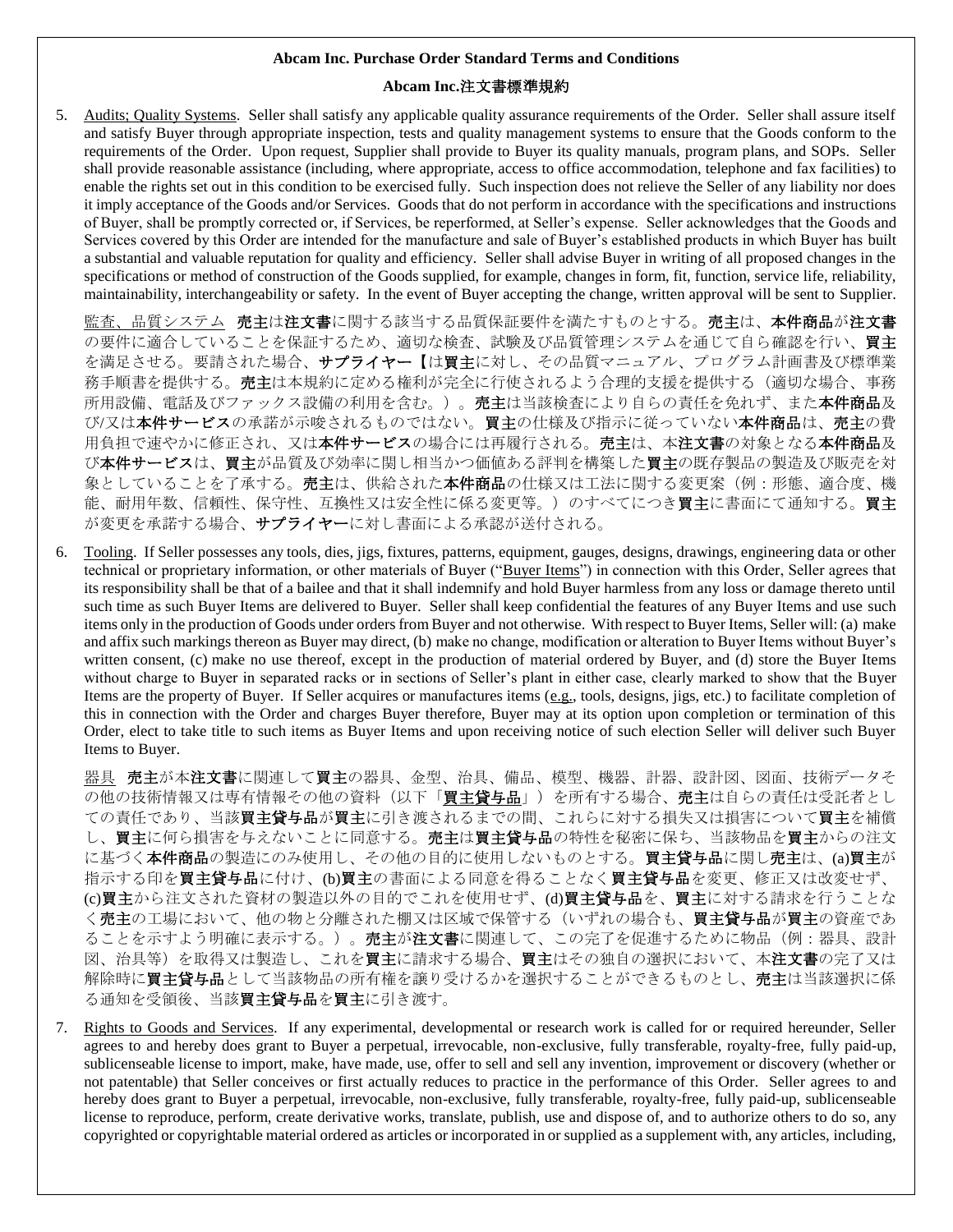**Abcam Inc. Purchase Order Standard Terms and Conditions**

**Abcam Inc.注文書標準規約**

5. Audits; Quality Systems. Seller shall satisfy any applicable quality assurance requirements of the Order. Seller shall assure itself and satisfy Buyer through appropriate inspection, tests and quality management systems to ensure that the Goods conform to the requirements of the Order. Upon request, Supplier shall provide to Buyer its quality manuals, program plans, and SOPs. Seller shall provide reasonable assistance (including, where appropriate, access to office accommodation, telephone and fax facilities) to enable the rights set out in this condition to be exercised fully. Such inspection does not relieve the Seller of any liability nor does it imply acceptance of the Goods and/or Services. Goods that do not perform in accordance with the specifications and instructions of Buyer, shall be promptly corrected or, if Services, be reperformed, at Seller's expense. Seller acknowledges that the Goods and Services covered by this Order are intended for the manufacture and sale of Buyer's established products in which Buyer has built a substantial and valuable reputation for quality and efficiency. Seller shall advise Buyer in writing of all proposed changes in the specifications or method of construction of the Goods supplied, for example, changes in form, fit, function, service life, reliability, maintainability, interchangeability or safety. In the event of Buyer accepting the change, written approval will be sent to Supplier.

   監査、品質システム　**売主**は**注文書**に関する該当する品質保証要件を満たすものとする。**売主**は、**本件商品**が**注文書**の要件に適合していることを保証するため、適切な検査、試験及び品質管理システムを通じて自ら確認を行い、**買主**を満足させる。要請された場合、**サプライヤー**【は**買主**に対し、その品質マニュアル、プログラム計画書及び標準業務手順書を提供する。**売主**は本規約に定める権利が完全に行使されるよう合理的支援を提供する（適切な場合、事務所用設備、電話及びファックス設備の利用を含む。）。**売主**は当該検査により自らの責任を免れず、また**本件商品**及び/又は**本件サービス**の承諾が示唆されるものではない。**買主**の仕様及び指示に従っていない**本件商品**は、**売主**の費用負担で速やかに修正され、又は**本件サービス**の場合には再履行される。**売主**は、本**注文書**の対象となる**本件商品**及び**本件サービス**は、**買主**が品質及び効率に関し相当かつ価値ある評判を構築した**買主**の既存製品の製造及び販売を対象としていることを了承する。**売主**は、供給された**本件商品**の仕様又は工法に関する変更案（例：形態、適合度、機能、耐用年数、信頼性、保守性、互換性又は安全性に係る変更等。）のすべてにつき**買主**に書面にて通知する。**買主**が変更を承諾する場合、**サプライヤー**に対し書面による承認が送付される。

6. Tooling. If Seller possesses any tools, dies, jigs, fixtures, patterns, equipment, gauges, designs, drawings, engineering data or other technical or proprietary information, or other materials of Buyer ("Buyer Items") in connection with this Order, Seller agrees that its responsibility shall be that of a bailee and that it shall indemnify and hold Buyer harmless from any loss or damage thereto until such time as such Buyer Items are delivered to Buyer. Seller shall keep confidential the features of any Buyer Items and use such items only in the production of Goods under orders from Buyer and not otherwise. With respect to Buyer Items, Seller will: (a) make and affix such markings thereon as Buyer may direct, (b) make no change, modification or alteration to Buyer Items without Buyer's written consent, (c) make no use thereof, except in the production of material ordered by Buyer, and (d) store the Buyer Items without charge to Buyer in separated racks or in sections of Seller's plant in either case, clearly marked to show that the Buyer Items are the property of Buyer. If Seller acquires or manufactures items (e.g., tools, designs, jigs, etc.) to facilitate completion of this in connection with the Order and charges Buyer therefore, Buyer may at its option upon completion or termination of this Order, elect to take title to such items as Buyer Items and upon receiving notice of such election Seller will deliver such Buyer Items to Buyer.

   器具　**売主**が本**注文書**に関連して**買主**の器具、金型、治具、備品、模型、機器、計器、設計図、図面、技術データその他の技術情報又は専有情報その他の資料（以下「**買主貸与品**」）を所有する場合、**売主**は自らの責任は受託者としての責任であり、当該**買主貸与品**が**買主**に引き渡されるまでの間、これらに対する損失又は損害について**買主**を補償し、**買主**に何ら損害を与えないことに同意する。**売主**は**買主貸与品**の特性を秘密に保ち、当該物品を**買主**からの注文に基づく**本件商品**の製造にのみ使用し、その他の目的に使用しないものとする。**買主貸与品**に関し**売主**は、(a)**買主**が指示する印を**買主貸与品**に付け、(b)**買主**の書面による同意を得ることなく**買主貸与品**を変更、修正又は改変せず、(c)**買主**から注文された資材の製造以外の目的でこれを使用せず、(d)**買主貸与品**を、**買主**に対する請求を行うことなく**売主**の工場において、他の物と分離された棚又は区域で保管する（いずれの場合も、**買主貸与品**が**買主**の資産であることを示すよう明確に表示する。）。**売主**が**注文書**に関連して、この完了を促進するために物品（例：器具、設計図、治具等）を取得又は製造し、これを**買主**に請求する場合、**買主**はその独自の選択において、本**注文書**の完了又は解除時に**買主貸与品**として当該物品の所有権を譲り受けるかを選択することができるものとし、**売主**は当該選択に係る通知を受領後、当該**買主貸与品**を**買主**に引き渡す。

7. Rights to Goods and Services. If any experimental, developmental or research work is called for or required hereunder, Seller agrees to and hereby does grant to Buyer a perpetual, irrevocable, non-exclusive, fully transferable, royalty-free, fully paid-up, sublicenseable license to import, make, have made, use, offer to sell and sell any invention, improvement or discovery (whether or not patentable) that Seller conceives or first actually reduces to practice in the performance of this Order. Seller agrees to and hereby does grant to Buyer a perpetual, irrevocable, non-exclusive, fully transferable, royalty-free, fully paid-up, sublicenseable license to reproduce, perform, create derivative works, translate, publish, use and dispose of, and to authorize others to do so, any copyrighted or copyrightable material ordered as articles or incorporated in or supplied as a supplement with, any articles, including,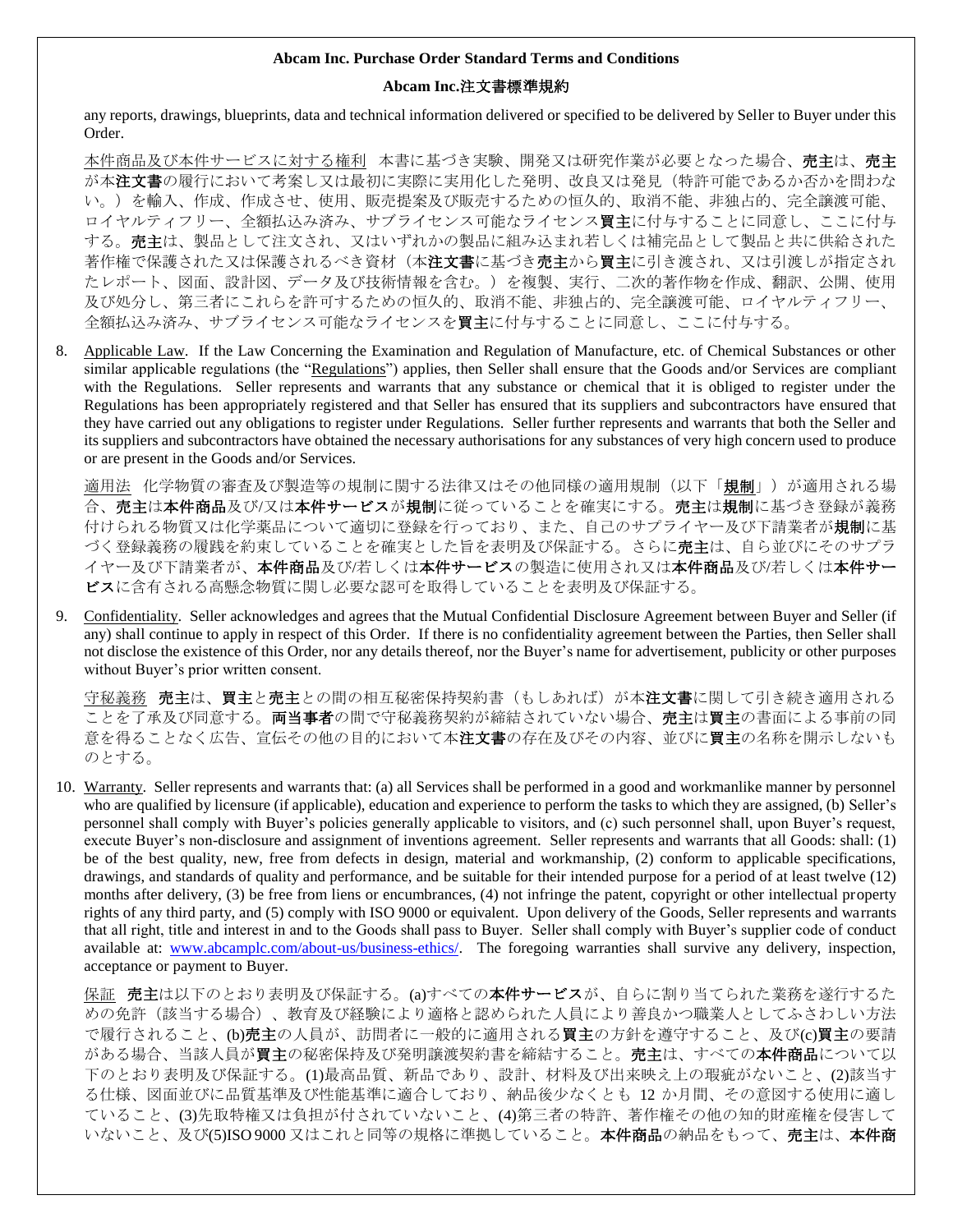any reports, drawings, blueprints, data and technical information delivered or specified to be delivered by Seller to Buyer under this Order.

本件商品及び本件サービスに対する権利　本書に基づき実験、開発又は研究作業が必要となった場合、**売主**は、**売主**が本**注文書**の履行において考案し又は最初に実際に実用化した発明、改良又は発見（特許可能であるか否かを問わない。）を輸入、作成、作成させ、使用、販売提案及び販売するための恒久的、取消不能、非独占的、完全譲渡可能、ロイヤルティフリー、全額払込み済み、サブライセンス可能なライセンス**買主**に付与することに同意し、ここに付与する。**売主**は、製品として注文され、又はいずれかの製品に組み込まれ若しくは補完品として製品と共に供給された著作権で保護された又は保護されるべき資材（本**注文書**に基づき**売主**から**買主**に引き渡され、又は引渡しが指定されたレポート、図面、設計図、データ及び技術情報を含む。）を複製、実行、二次的著作物を作成、翻訳、公開、使用及び処分し、第三者にこれらを許可するための恒久的、取消不能、非独占的、完全譲渡可能、ロイヤルティフリー、全額払込み済み、サブライセンス可能なライセンスを**買主**に付与することに同意し、ここに付与する。

8. Applicable Law. If the Law Concerning the Examination and Regulation of Manufacture, etc. of Chemical Substances or other similar applicable regulations (the "Regulations") applies, then Seller shall ensure that the Goods and/or Services are compliant with the Regulations. Seller represents and warrants that any substance or chemical that it is obliged to register under the Regulations has been appropriately registered and that Seller has ensured that its suppliers and subcontractors have ensured that they have carried out any obligations to register under Regulations. Seller further represents and warrants that both the Seller and its suppliers and subcontractors have obtained the necessary authorisations for any substances of very high concern used to produce or are present in the Goods and/or Services.

   適用法　化学物質の審査及び製造等の規制に関する法律又はその他同様の適用規制（以下「**規制**」）が適用される場合、**売主**は**本件商品**及び/又は**本件サービス**が**規制**に従っていることを確実にする。**売主**は**規制**に基づき登録が義務付けられる物質又は化学薬品について適切に登録を行っており、また、自己のサプライヤー及び下請業者が**規制**に基づく登録義務の履践を約束していることを確実とした旨を表明及び保証する。さらに**売主**は、自ら並びにそのサプライヤー及び下請業者が、**本件商品**及び/若しくは**本件サービス**の製造に使用され又は**本件商品**及び/若しくは**本件サービス**に含有される高懸念物質に関し必要な認可を取得していることを表明及び保証する。

9. Confidentiality. Seller acknowledges and agrees that the Mutual Confidential Disclosure Agreement between Buyer and Seller (if any) shall continue to apply in respect of this Order. If there is no confidentiality agreement between the Parties, then Seller shall not disclose the existence of this Order, nor any details thereof, nor the Buyer's name for advertisement, publicity or other purposes without Buyer's prior written consent.

   守秘義務　**売主**は、**買主**と**売主**との間の相互秘密保持契約書（もしあれば）が本**注文書**に関して引き続き適用されることを了承及び同意する。**両当事者**の間で守秘義務契約が締結されていない場合、**売主**は**買主**の書面による事前の同意を得ることなく広告、宣伝その他の目的において本**注文書**の存在及びその内容、並びに**買主**の名称を開示しないものとする。

10. Warranty. Seller represents and warrants that: (a) all Services shall be performed in a good and workmanlike manner by personnel who are qualified by licensure (if applicable), education and experience to perform the tasks to which they are assigned, (b) Seller's personnel shall comply with Buyer's policies generally applicable to visitors, and (c) such personnel shall, upon Buyer's request, execute Buyer's non-disclosure and assignment of inventions agreement. Seller represents and warrants that all Goods: shall: (1) be of the best quality, new, free from defects in design, material and workmanship, (2) conform to applicable specifications, drawings, and standards of quality and performance, and be suitable for their intended purpose for a period of at least twelve (12) months after delivery, (3) be free from liens or encumbrances, (4) not infringe the patent, copyright or other intellectual property rights of any third party, and (5) comply with ISO 9000 or equivalent. Upon delivery of the Goods, Seller represents and warrants that all right, title and interest in and to the Goods shall pass to Buyer. Seller shall comply with Buyer's supplier code of conduct available at: www.abcamplc.com/about-us/business-ethics/. The foregoing warranties shall survive any delivery, inspection, acceptance or payment to Buyer.

    保証　**売主**は以下のとおり表明及び保証する。(a)すべての**本件サービス**が、自らに割り当てられた業務を遂行するための免許（該当する場合）、教育及び経験により適格と認められた人員により善良かつ職業人としてふさわしい方法で履行されること、(b)**売主**の人員が、訪問者に一般的に適用される**買主**の方針を遵守すること、及び(c)**買主**の要請がある場合、当該人員が**買主**の秘密保持及び発明譲渡契約書を締結すること。**売主**は、すべての**本件商品**について以下のとおり表明及び保証する。(1)最高品質、新品であり、設計、材料及び出来映え上の瑕疵がないこと、(2)該当する仕様、図面並びに品質基準及び性能基準に適合しており、納品後少なくとも 12 か月間、その意図する使用に適していること、(3)先取特権又は負担が付されていないこと、(4)第三者の特許、著作権その他の知的財産権を侵害していないこと、及び(5)ISO 9000 又はこれと同等の規格に準拠していること。**本件商品**の納品をもって、**売主**は、**本件商**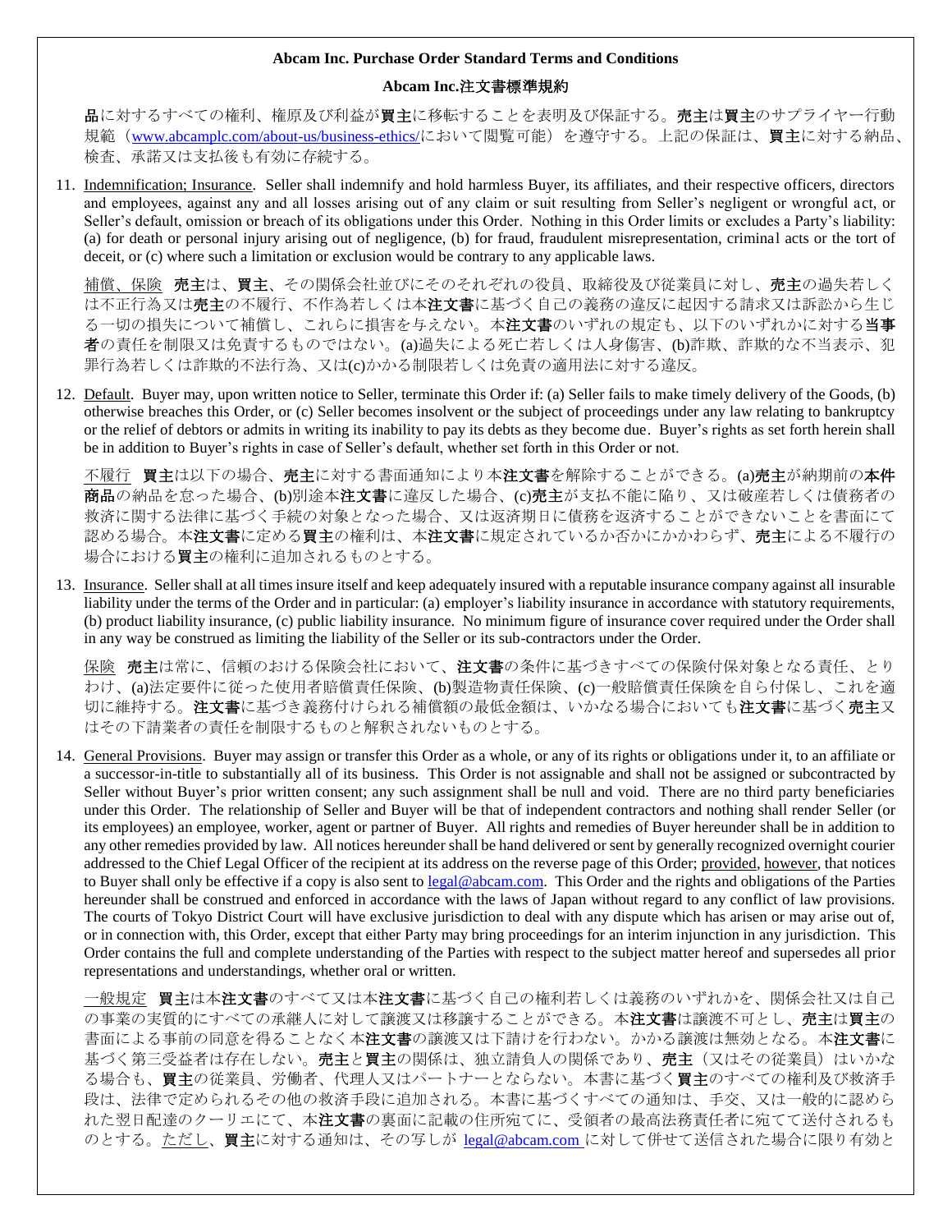**Abcam Inc. Purchase Order Standard Terms and Conditions**

**Abcam Inc.注文書標準規約**

**品**に対するすべての権利、権原及び利益が**買主**に移転することを表明及び保証する。**売主**は**買主**のサプライヤー行動規範（[www.abcamplc.com/about-us/business-ethics/](www.abcamplc.com/about-us/business-ethics/)において閲覧可能）を遵守する。上記の保証は、**買主**に対する納品、検査、承諾又は支払後も有効に存続する。

11. Indemnification; Insurance. Seller shall indemnify and hold harmless Buyer, its affiliates, and their respective officers, directors and employees, against any and all losses arising out of any claim or suit resulting from Seller's negligent or wrongful act, or Seller's default, omission or breach of its obligations under this Order. Nothing in this Order limits or excludes a Party's liability: (a) for death or personal injury arising out of negligence, (b) for fraud, fraudulent misrepresentation, criminal acts or the tort of deceit, or (c) where such a limitation or exclusion would be contrary to any applicable laws.

    補償、保険　**売主**は、**買主**、その関係会社並びにそのそれぞれの役員、取締役及び従業員に対し、**売主**の過失若しくは不正行為又は**売主**の不履行、不作為若しくは本**注文書**に基づく自己の義務の違反に起因する請求又は訴訟から生じる一切の損失について補償し、これらに損害を与えない。本**注文書**のいずれの規定も、以下のいずれかに対する**当事者**の責任を制限又は免責するものではない。(a)過失による死亡若しくは人身傷害、(b)詐欺、詐欺的な不当表示、犯罪行為若しくは詐欺的不法行為、又は(c)かかる制限若しくは免責の適用法に対する違反。

12. Default. Buyer may, upon written notice to Seller, terminate this Order if: (a) Seller fails to make timely delivery of the Goods, (b) otherwise breaches this Order, or (c) Seller becomes insolvent or the subject of proceedings under any law relating to bankruptcy or the relief of debtors or admits in writing its inability to pay its debts as they become due. Buyer's rights as set forth herein shall be in addition to Buyer's rights in case of Seller's default, whether set forth in this Order or not.

    不履行　**買主**は以下の場合、**売主**に対する書面通知により本**注文書**を解除することができる。(a)**売主**が納期前の**本件商品**の納品を怠った場合、(b)別途本**注文書**に違反した場合、(c)**売主**が支払不能に陥り、又は破産若しくは債務者の救済に関する法律に基づく手続の対象となった場合、又は返済期日に債務を返済することができないことを書面にて認める場合。本**注文書**に定める**買主**の権利は、本**注文書**に規定されているか否かにかかわらず、**売主**による不履行の場合における**買主**の権利に追加されるものとする。

13. Insurance. Seller shall at all times insure itself and keep adequately insured with a reputable insurance company against all insurable liability under the terms of the Order and in particular: (a) employer's liability insurance in accordance with statutory requirements, (b) product liability insurance, (c) public liability insurance. No minimum figure of insurance cover required under the Order shall in any way be construed as limiting the liability of the Seller or its sub-contractors under the Order.

    保険　**売主**は常に、信頼のおける保険会社において、**注文書**の条件に基づきすべての保険付保対象となる責任、とりわけ、(a)法定要件に従った使用者賠償責任保険、(b)製造物責任保険、(c)一般賠償責任保険を自ら付保し、これを適切に維持する。**注文書**に基づき義務付けられる補償額の最低金額は、いかなる場合においても**注文書**に基づく**売主**又はその下請業者の責任を制限するものと解釈されないものとする。

14. General Provisions. Buyer may assign or transfer this Order as a whole, or any of its rights or obligations under it, to an affiliate or a successor-in-title to substantially all of its business. This Order is not assignable and shall not be assigned or subcontracted by Seller without Buyer's prior written consent; any such assignment shall be null and void. There are no third party beneficiaries under this Order. The relationship of Seller and Buyer will be that of independent contractors and nothing shall render Seller (or its employees) an employee, worker, agent or partner of Buyer. All rights and remedies of Buyer hereunder shall be in addition to any other remedies provided by law. All notices hereunder shall be hand delivered or sent by generally recognized overnight courier addressed to the Chief Legal Officer of the recipient at its address on the reverse page of this Order; provided, however, that notices to Buyer shall only be effective if a copy is also sent to [legal@abcam.com](mailto:legal@abcam.com). This Order and the rights and obligations of the Parties hereunder shall be construed and enforced in accordance with the laws of Japan without regard to any conflict of law provisions. The courts of Tokyo District Court will have exclusive jurisdiction to deal with any dispute which has arisen or may arise out of, or in connection with, this Order, except that either Party may bring proceedings for an interim injunction in any jurisdiction. This Order contains the full and complete understanding of the Parties with respect to the subject matter hereof and supersedes all prior representations and understandings, whether oral or written.

    一般規定　**買主**は本**注文書**のすべて又は本**注文書**に基づく自己の権利若しくは義務のいずれかを、関係会社又は自己の事業の実質的にすべての承継人に対して譲渡又は移譲することができる。本**注文書**は譲渡不可とし、**売主**は**買主**の書面による事前の同意を得ることなく本**注文書**の譲渡又は下請けを行わない。かかる譲渡は無効となる。本**注文書**に基づく第三受益者は存在しない。**売主**と**買主**の関係は、独立請負人の関係であり、**売主**（又はその従業員）はいかなる場合も、**買主**の従業員、労働者、代理人又はパートナーとならない。本書に基づく**買主**のすべての権利及び救済手段は、法律で定められるその他の救済手段に追加される。本書に基づくすべての通知は、手交、又は一般的に認められた翌日配達のクーリエにて、本**注文書**の裏面に記載の住所宛てに、受領者の最高法務責任者に宛てて送付されるものとする。ただし、**買主**に対する通知は、その写しが [legal@abcam.com](mailto:legal@abcam.com) に対して併せて送信された場合に限り有効と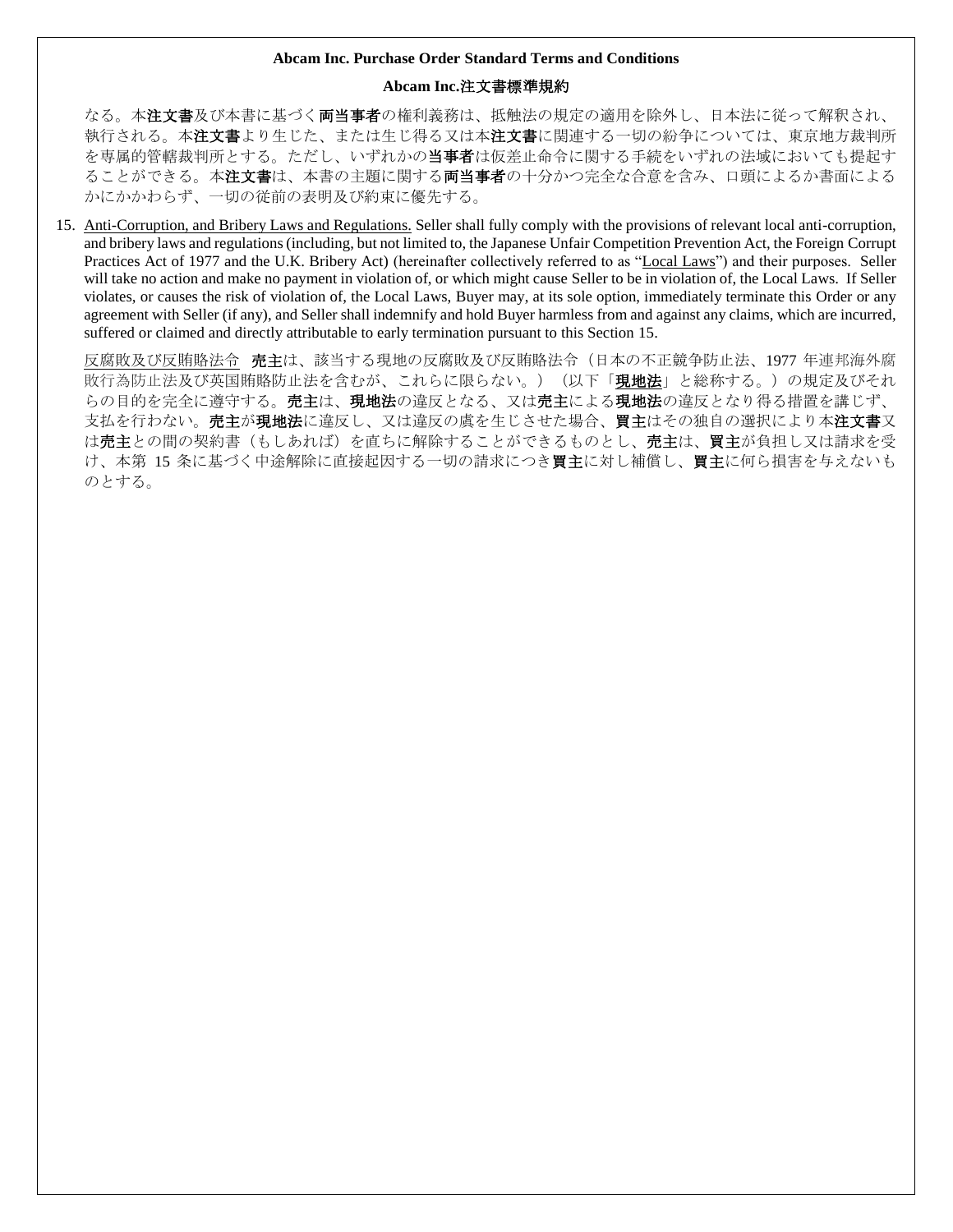なる。本**注文書**及び本書に基づく**両当事者**の権利義務は、抵触法の規定の適用を除外し、日本法に従って解釈され、執行される。本**注文書**より生じた、または生じ得る又は本**注文書**に関連する一切の紛争については、東京地方裁判所を専属的管轄裁判所とする。ただし、いずれかの**当事者**は仮差止命令に関する手続をいずれの法域においても提起することができる。本**注文書**は、本書の主題に関する**両当事者**の十分かつ完全な合意を含み、口頭によるか書面によるかにかかわらず、一切の従前の表明及び約束に優先する。

15. Anti-Corruption, and Bribery Laws and Regulations. Seller shall fully comply with the provisions of relevant local anti-corruption, and bribery laws and regulations (including, but not limited to, the Japanese Unfair Competition Prevention Act, the Foreign Corrupt Practices Act of 1977 and the U.K. Bribery Act) (hereinafter collectively referred to as "Local Laws") and their purposes. Seller will take no action and make no payment in violation of, or which might cause Seller to be in violation of, the Local Laws. If Seller violates, or causes the risk of violation of, the Local Laws, Buyer may, at its sole option, immediately terminate this Order or any agreement with Seller (if any), and Seller shall indemnify and hold Buyer harmless from and against any claims, which are incurred, suffered or claimed and directly attributable to early termination pursuant to this Section 15.

反腐敗及び反賄賂法令　**売主**は、該当する現地の反腐敗及び反賄賂法令（日本の不正競争防止法、1977 年連邦海外腐敗行為防止法及び英国賄賂防止法を含むが、これらに限らない。）（以下「**現地法**」と総称する。）の規定及びそれらの目的を完全に遵守する。**売主**は、**現地法**の違反となる、又は**売主**による**現地法**の違反となり得る措置を講じず、支払を行わない。**売主**が**現地法**に違反し、又は違反の虞を生じさせた場合、**買主**はその独自の選択により本**注文書**又は**売主**との間の契約書（もしあれば）を直ちに解除することができるものとし、**売主**は、**買主**が負担し又は請求を受け、本第 15 条に基づく中途解除に直接起因する一切の請求につき**買主**に対し補償し、**買主**に何ら損害を与えないものとする。